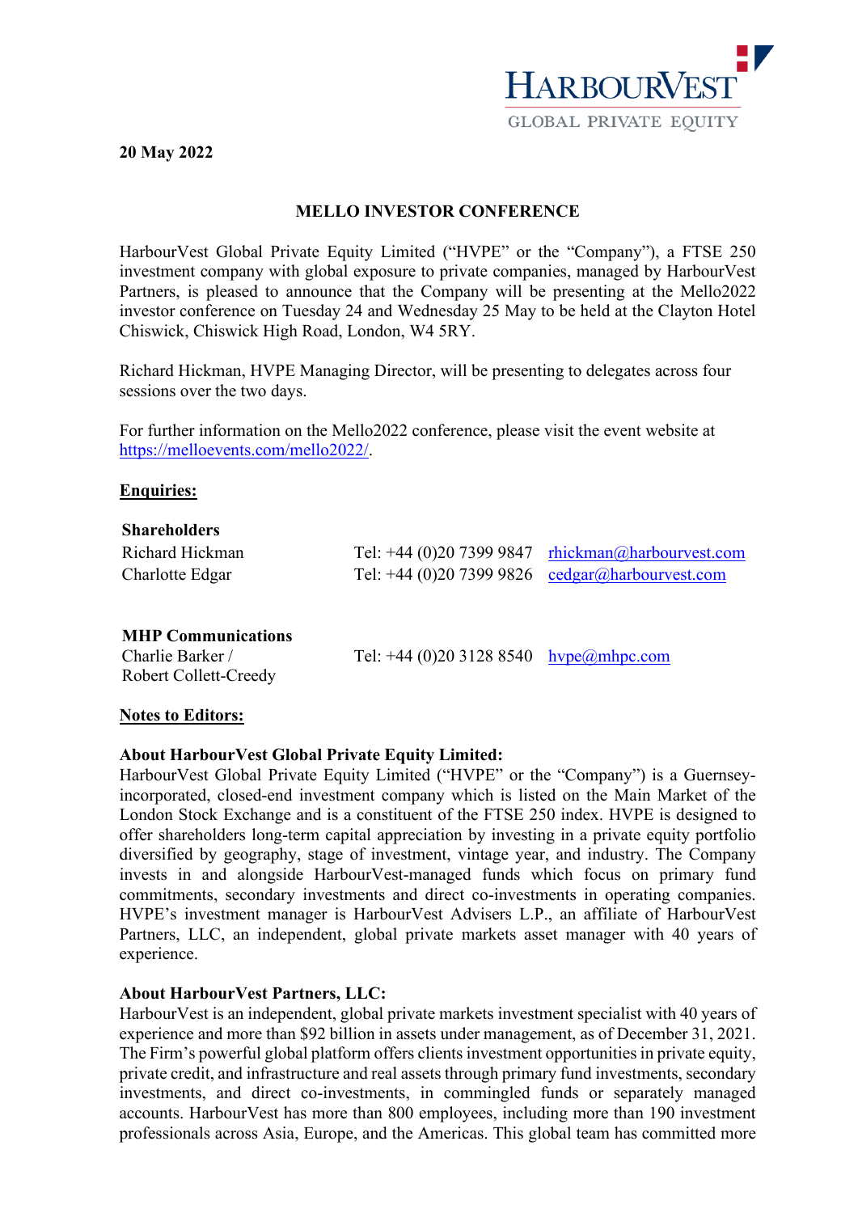**20 May 2022**

# MELLO INVESTOR CONFERENCE

HarbourVest Global Private Equity Limited ("HVPE" or the "Company"), a FTSE 250 investment company with global exposure to private companies, managed by HarbourVest Partners, is pleased to announce that the Company will be presenting at the Mello2022 investor conference on Tuesday 24 and Wednesday 25 May to be held at the Clayton Hotel Chiswick, Chiswick High Road, London, W4 5RY.

Richard Hickman, HVPE Managing Director, will be presenting to delegates across four sessions over the two days.

For further information on the Mello2022 conference, please visit the event website at https://melloevents.com/mello2022/.

**Enquiries:**

**Shareholders**

| | | |
|---|---|---|
| Richard Hickman | Tel: +44 (0)20 7399 9847 | rhickman@harbourvest.com |
| Charlotte Edgar | Tel: +44 (0)20 7399 9826 | cedgar@harbourvest.com |

**MHP Communications**

| | | |
|---|---|---|
| Charlie Barker / Robert Collett-Creedy | Tel: +44 (0)20 3128 8540 | hvpe@mhpc.com |

**Notes to Editors:**

**About HarbourVest Global Private Equity Limited:**

HarbourVest Global Private Equity Limited ("HVPE" or the "Company") is a Guernsey-incorporated, closed-end investment company which is listed on the Main Market of the London Stock Exchange and is a constituent of the FTSE 250 index. HVPE is designed to offer shareholders long-term capital appreciation by investing in a private equity portfolio diversified by geography, stage of investment, vintage year, and industry. The Company invests in and alongside HarbourVest-managed funds which focus on primary fund commitments, secondary investments and direct co-investments in operating companies. HVPE's investment manager is HarbourVest Advisers L.P., an affiliate of HarbourVest Partners, LLC, an independent, global private markets asset manager with 40 years of experience.

**About HarbourVest Partners, LLC:**

HarbourVest is an independent, global private markets investment specialist with 40 years of experience and more than $92 billion in assets under management, as of December 31, 2021. The Firm's powerful global platform offers clients investment opportunities in private equity, private credit, and infrastructure and real assets through primary fund investments, secondary investments, and direct co-investments, in commingled funds or separately managed accounts. HarbourVest has more than 800 employees, including more than 190 investment professionals across Asia, Europe, and the Americas. This global team has committed more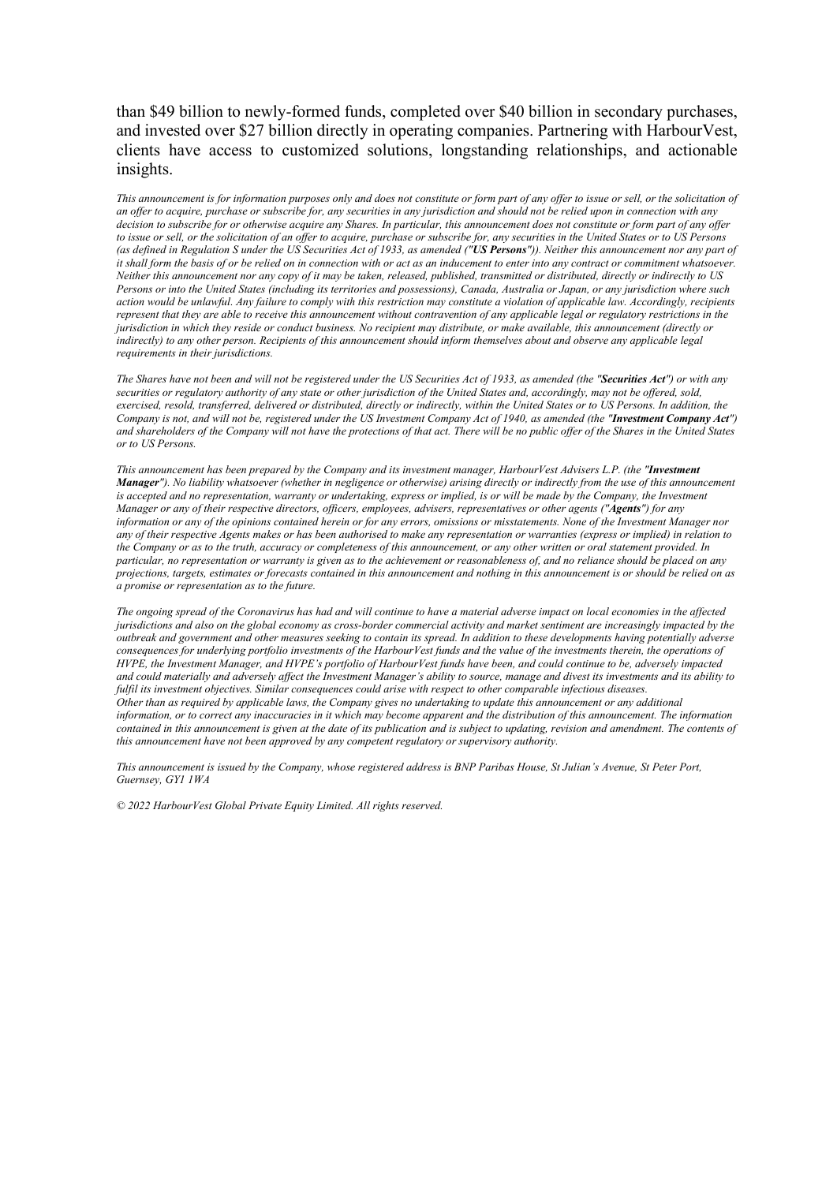than $49 billion to newly-formed funds, completed over $40 billion in secondary purchases, and invested over $27 billion directly in operating companies. Partnering with HarbourVest, clients have access to customized solutions, longstanding relationships, and actionable insights.

*This announcement is for information purposes only and does not constitute or form part of any offer to issue or sell, or the solicitation of an offer to acquire, purchase or subscribe for, any securities in any jurisdiction and should not be relied upon in connection with any decision to subscribe for or otherwise acquire any Shares. In particular, this announcement does not constitute or form part of any offer to issue or sell, or the solicitation of an offer to acquire, purchase or subscribe for, any securities in the United States or to US Persons (as defined in Regulation S under the US Securities Act of 1933, as amended ("**US Persons**")). Neither this announcement nor any part of it shall form the basis of or be relied on in connection with or act as an inducement to enter into any contract or commitment whatsoever. Neither this announcement nor any copy of it may be taken, released, published, transmitted or distributed, directly or indirectly to US Persons or into the United States (including its territories and possessions), Canada, Australia or Japan, or any jurisdiction where such action would be unlawful. Any failure to comply with this restriction may constitute a violation of applicable law. Accordingly, recipients represent that they are able to receive this announcement without contravention of any applicable legal or regulatory restrictions in the jurisdiction in which they reside or conduct business. No recipient may distribute, or make available, this announcement (directly or indirectly) to any other person. Recipients of this announcement should inform themselves about and observe any applicable legal requirements in their jurisdictions.*

*The Shares have not been and will not be registered under the US Securities Act of 1933, as amended (the "**Securities Act**") or with any securities or regulatory authority of any state or other jurisdiction of the United States and, accordingly, may not be offered, sold, exercised, resold, transferred, delivered or distributed, directly or indirectly, within the United States or to US Persons. In addition, the Company is not, and will not be, registered under the US Investment Company Act of 1940, as amended (the "**Investment Company Act**") and shareholders of the Company will not have the protections of that act. There will be no public offer of the Shares in the United States or to US Persons.*

*This announcement has been prepared by the Company and its investment manager, HarbourVest Advisers L.P. (the "**Investment Manager**"). No liability whatsoever (whether in negligence or otherwise) arising directly or indirectly from the use of this announcement is accepted and no representation, warranty or undertaking, express or implied, is or will be made by the Company, the Investment Manager or any of their respective directors, officers, employees, advisers, representatives or other agents ("**Agents**") for any information or any of the opinions contained herein or for any errors, omissions or misstatements. None of the Investment Manager nor any of their respective Agents makes or has been authorised to make any representation or warranties (express or implied) in relation to the Company or as to the truth, accuracy or completeness of this announcement, or any other written or oral statement provided. In particular, no representation or warranty is given as to the achievement or reasonableness of, and no reliance should be placed on any projections, targets, estimates or forecasts contained in this announcement and nothing in this announcement is or should be relied on as a promise or representation as to the future.*

*The ongoing spread of the Coronavirus has had and will continue to have a material adverse impact on local economies in the affected jurisdictions and also on the global economy as cross-border commercial activity and market sentiment are increasingly impacted by the outbreak and government and other measures seeking to contain its spread. In addition to these developments having potentially adverse consequences for underlying portfolio investments of the HarbourVest funds and the value of the investments therein, the operations of HVPE, the Investment Manager, and HVPE's portfolio of HarbourVest funds have been, and could continue to be, adversely impacted and could materially and adversely affect the Investment Manager's ability to source, manage and divest its investments and its ability to fulfil its investment objectives. Similar consequences could arise with respect to other comparable infectious diseases.*
*Other than as required by applicable laws, the Company gives no undertaking to update this announcement or any additional information, or to correct any inaccuracies in it which may become apparent and the distribution of this announcement. The information contained in this announcement is given at the date of its publication and is subject to updating, revision and amendment. The contents of this announcement have not been approved by any competent regulatory or supervisory authority.*

*This announcement is issued by the Company, whose registered address is BNP Paribas House, St Julian's Avenue, St Peter Port, Guernsey, GY1 1WA*

*© 2022 HarbourVest Global Private Equity Limited. All rights reserved.*